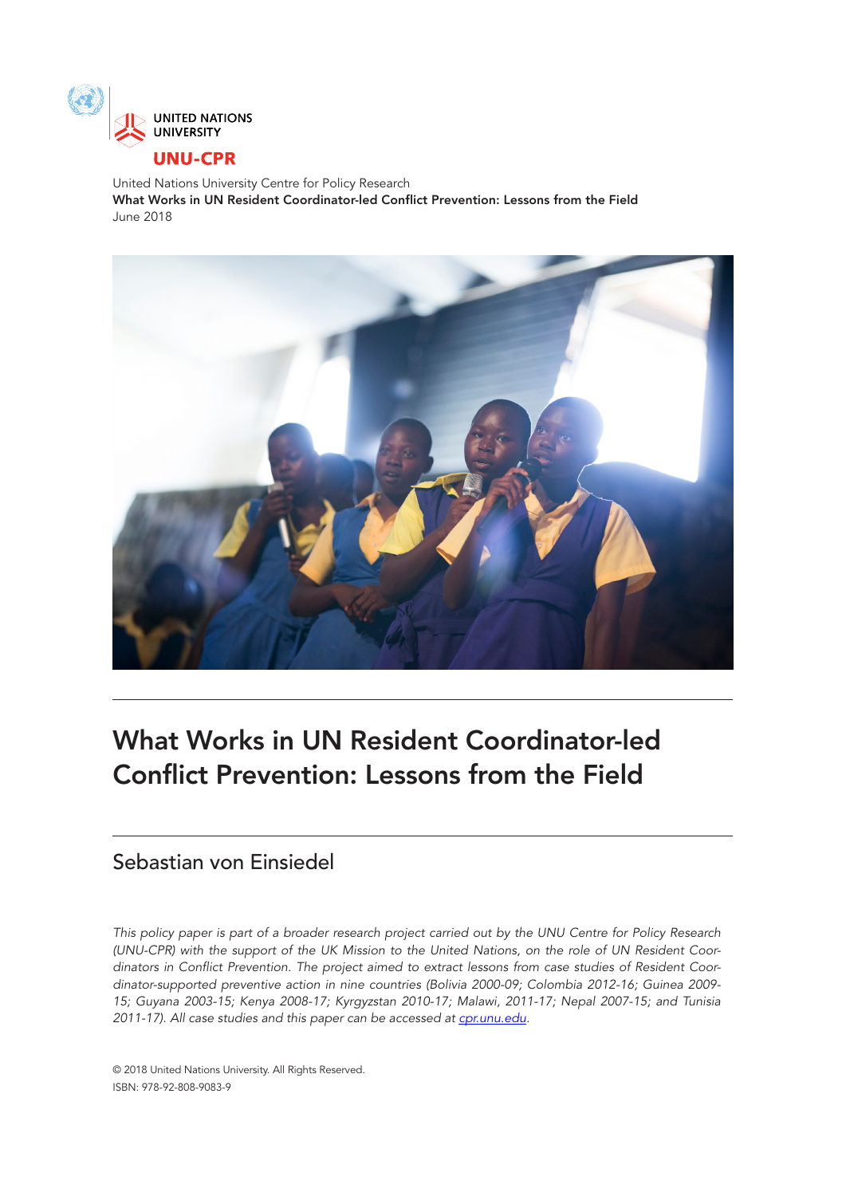UNITED NATIONS UNIVERSITY

**UNU-CPR**

United Nations University Centre for Policy Research
**What Works in UN Resident Coordinator-led Conflict Prevention: Lessons from the Field**
June 2018

# What Works in UN Resident Coordinator-led Conflict Prevention: Lessons from the Field

## Sebastian von Einsiedel

*This policy paper is part of a broader research project carried out by the UNU Centre for Policy Research (UNU-CPR) with the support of the UK Mission to the United Nations, on the role of UN Resident Coordinators in Conflict Prevention. The project aimed to extract lessons from case studies of Resident Coordinator-supported preventive action in nine countries (Bolivia 2000-09; Colombia 2012-16; Guinea 2009-15; Guyana 2003-15; Kenya 2008-17; Kyrgyzstan 2010-17; Malawi, 2011-17; Nepal 2007-15; and Tunisia 2011-17). All case studies and this paper can be accessed at [cpr.unu.edu](cpr.unu.edu).*

© 2018 United Nations University. All Rights Reserved.
ISBN: 978-92-808-9083-9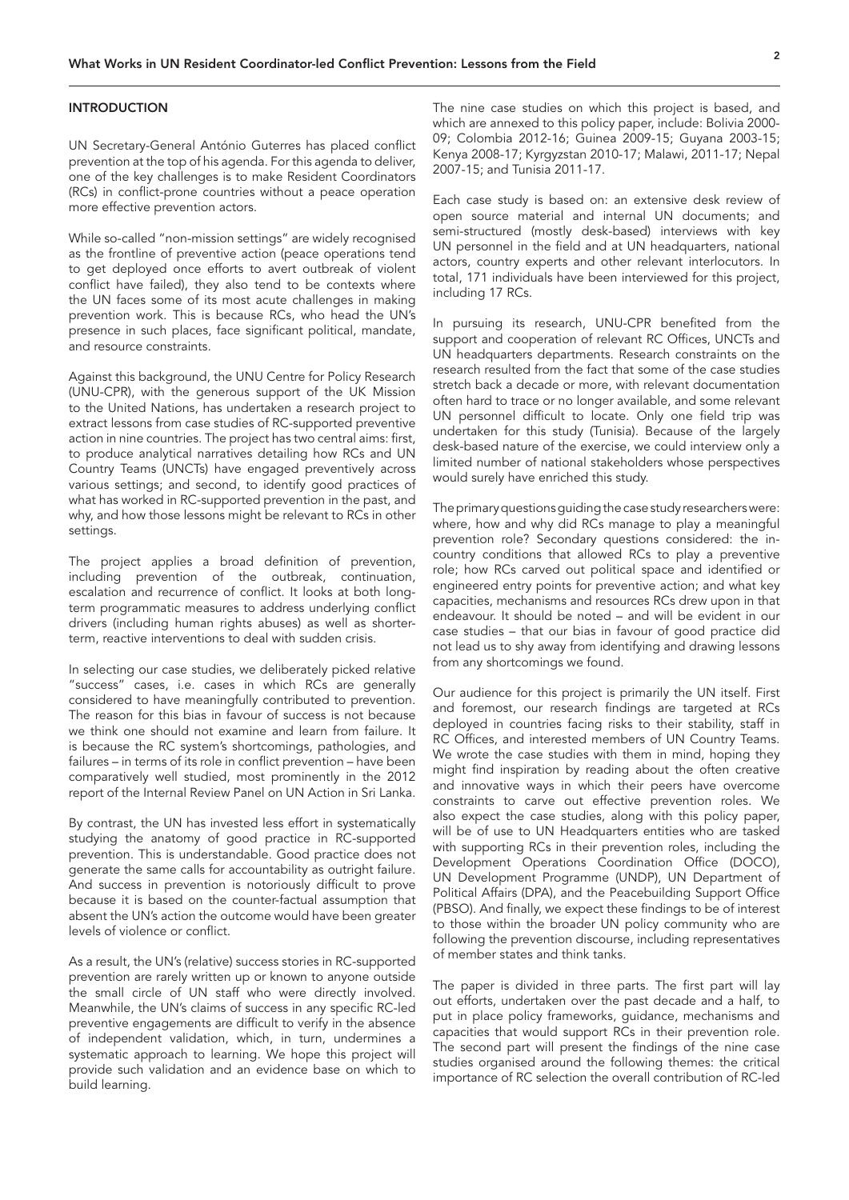## INTRODUCTION

UN Secretary-General António Guterres has placed conflict prevention at the top of his agenda. For this agenda to deliver, one of the key challenges is to make Resident Coordinators (RCs) in conflict-prone countries without a peace operation more effective prevention actors.

While so-called "non-mission settings" are widely recognised as the frontline of preventive action (peace operations tend to get deployed once efforts to avert outbreak of violent conflict have failed), they also tend to be contexts where the UN faces some of its most acute challenges in making prevention work. This is because RCs, who head the UN's presence in such places, face significant political, mandate, and resource constraints.

Against this background, the UNU Centre for Policy Research (UNU-CPR), with the generous support of the UK Mission to the United Nations, has undertaken a research project to extract lessons from case studies of RC-supported preventive action in nine countries. The project has two central aims: first, to produce analytical narratives detailing how RCs and UN Country Teams (UNCTs) have engaged preventively across various settings; and second, to identify good practices of what has worked in RC-supported prevention in the past, and why, and how those lessons might be relevant to RCs in other settings.

The project applies a broad definition of prevention, including prevention of the outbreak, continuation, escalation and recurrence of conflict. It looks at both long-term programmatic measures to address underlying conflict drivers (including human rights abuses) as well as shorter-term, reactive interventions to deal with sudden crisis.

In selecting our case studies, we deliberately picked relative "success" cases, i.e. cases in which RCs are generally considered to have meaningfully contributed to prevention. The reason for this bias in favour of success is not because we think one should not examine and learn from failure. It is because the RC system's shortcomings, pathologies, and failures – in terms of its role in conflict prevention – have been comparatively well studied, most prominently in the 2012 report of the Internal Review Panel on UN Action in Sri Lanka.

By contrast, the UN has invested less effort in systematically studying the anatomy of good practice in RC-supported prevention. This is understandable. Good practice does not generate the same calls for accountability as outright failure. And success in prevention is notoriously difficult to prove because it is based on the counter-factual assumption that absent the UN's action the outcome would have been greater levels of violence or conflict.

As a result, the UN's (relative) success stories in RC-supported prevention are rarely written up or known to anyone outside the small circle of UN staff who were directly involved. Meanwhile, the UN's claims of success in any specific RC-led preventive engagements are difficult to verify in the absence of independent validation, which, in turn, undermines a systematic approach to learning. We hope this project will provide such validation and an evidence base on which to build learning.

The nine case studies on which this project is based, and which are annexed to this policy paper, include: Bolivia 2000-09; Colombia 2012-16; Guinea 2009-15; Guyana 2003-15; Kenya 2008-17; Kyrgyzstan 2010-17; Malawi, 2011-17; Nepal 2007-15; and Tunisia 2011-17.

Each case study is based on: an extensive desk review of open source material and internal UN documents; and semi-structured (mostly desk-based) interviews with key UN personnel in the field and at UN headquarters, national actors, country experts and other relevant interlocutors. In total, 171 individuals have been interviewed for this project, including 17 RCs.

In pursuing its research, UNU-CPR benefited from the support and cooperation of relevant RC Offices, UNCTs and UN headquarters departments. Research constraints on the research resulted from the fact that some of the case studies stretch back a decade or more, with relevant documentation often hard to trace or no longer available, and some relevant UN personnel difficult to locate. Only one field trip was undertaken for this study (Tunisia). Because of the largely desk-based nature of the exercise, we could interview only a limited number of national stakeholders whose perspectives would surely have enriched this study.

The primary questions guiding the case study researchers were: where, how and why did RCs manage to play a meaningful prevention role? Secondary questions considered: the in-country conditions that allowed RCs to play a preventive role; how RCs carved out political space and identified or engineered entry points for preventive action; and what key capacities, mechanisms and resources RCs drew upon in that endeavour. It should be noted – and will be evident in our case studies – that our bias in favour of good practice did not lead us to shy away from identifying and drawing lessons from any shortcomings we found.

Our audience for this project is primarily the UN itself. First and foremost, our research findings are targeted at RCs deployed in countries facing risks to their stability, staff in RC Offices, and interested members of UN Country Teams. We wrote the case studies with them in mind, hoping they might find inspiration by reading about the often creative and innovative ways in which their peers have overcome constraints to carve out effective prevention roles. We also expect the case studies, along with this policy paper, will be of use to UN Headquarters entities who are tasked with supporting RCs in their prevention roles, including the Development Operations Coordination Office (DOCO), UN Development Programme (UNDP), UN Department of Political Affairs (DPA), and the Peacebuilding Support Office (PBSO). And finally, we expect these findings to be of interest to those within the broader UN policy community who are following the prevention discourse, including representatives of member states and think tanks.

The paper is divided in three parts. The first part will lay out efforts, undertaken over the past decade and a half, to put in place policy frameworks, guidance, mechanisms and capacities that would support RCs in their prevention role. The second part will present the findings of the nine case studies organised around the following themes: the critical importance of RC selection the overall contribution of RC-led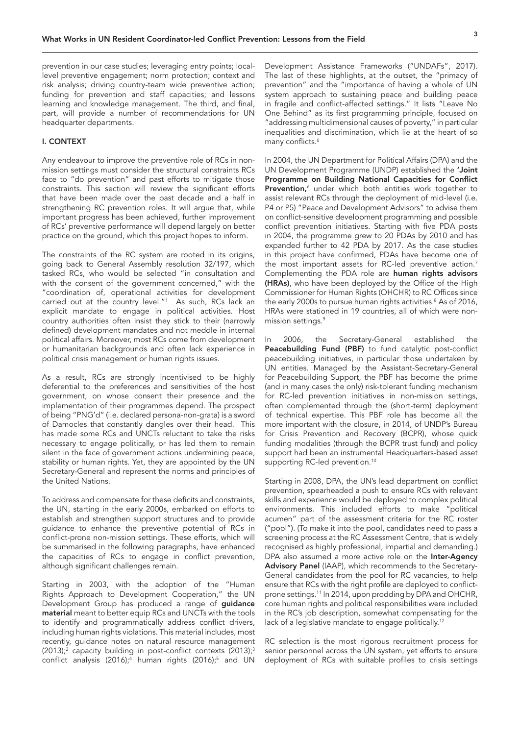prevention in our case studies; leveraging entry points; local-level preventive engagement; norm protection; context and risk analysis; driving country-team wide preventive action; funding for prevention and staff capacities; and lessons learning and knowledge management. The third, and final, part, will provide a number of recommendations for UN headquarter departments.

## I. CONTEXT

Any endeavour to improve the preventive role of RCs in non-mission settings must consider the structural constraints RCs face to "do prevention" and past efforts to mitigate those constraints. This section will review the significant efforts that have been made over the past decade and a half in strengthening RC prevention roles. It will argue that, while important progress has been achieved, further improvement of RCs' preventive performance will depend largely on better practice on the ground, which this project hopes to inform.

The constraints of the RC system are rooted in its origins, going back to General Assembly resolution 32/197, which tasked RCs, who would be selected "in consultation and with the consent of the government concerned," with the "coordination of, operational activities for development carried out at the country level."[1] As such, RCs lack an explicit mandate to engage in political activities. Host country authorities often insist they stick to their (narrowly defined) development mandates and not meddle in internal political affairs. Moreover, most RCs come from development or humanitarian backgrounds and often lack experience in political crisis management or human rights issues.

As a result, RCs are strongly incentivised to be highly deferential to the preferences and sensitivities of the host government, on whose consent their presence and the implementation of their programmes depend. The prospect of being "PNG'd" (i.e. declared persona-non-grata) is a sword of Damocles that constantly dangles over their head. This has made some RCs and UNCTs reluctant to take the risks necessary to engage politically, or has led them to remain silent in the face of government actions undermining peace, stability or human rights. Yet, they are appointed by the UN Secretary-General and represent the norms and principles of the United Nations.

To address and compensate for these deficits and constraints, the UN, starting in the early 2000s, embarked on efforts to establish and strengthen support structures and to provide guidance to enhance the preventive potential of RCs in conflict-prone non-mission settings. These efforts, which will be summarised in the following paragraphs, have enhanced the capacities of RCs to engage in conflict prevention, although significant challenges remain.

Starting in 2003, with the adoption of the "Human Rights Approach to Development Cooperation," the UN Development Group has produced a range of **guidance material** meant to better equip RCs and UNCTs with the tools to identify and programmatically address conflict drivers, including human rights violations. This material includes, most recently, guidance notes on natural resource management (2013);[2] capacity building in post-conflict contexts (2013);[3] conflict analysis (2016);[4] human rights (2016);[5] and UN Development Assistance Frameworks ("UNDAFs", 2017). The last of these highlights, at the outset, the "primacy of prevention" and the "importance of having a whole of UN system approach to sustaining peace and building peace in fragile and conflict-affected settings." It lists "Leave No One Behind" as its first programming principle, focused on "addressing multidimensional causes of poverty," in particular inequalities and discrimination, which lie at the heart of so many conflicts.[6]

In 2004, the UN Department for Political Affairs (DPA) and the UN Development Programme (UNDP) established the **'Joint Programme on Building National Capacities for Conflict Prevention,'** under which both entities work together to assist relevant RCs through the deployment of mid-level (i.e. P4 or P5) "Peace and Development Advisors" to advise them on conflict-sensitive development programming and possible conflict prevention initiatives. Starting with five PDA posts in 2004, the programme grew to 20 PDAs by 2010 and has expanded further to 42 PDA by 2017. As the case studies in this project have confirmed, PDAs have become one of the most important assets for RC-led preventive action.[7] Complementing the PDA role are **human rights advisors (HRAs)**, who have been deployed by the Office of the High Commissioner for Human Rights (OHCHR) to RC Offices since the early 2000s to pursue human rights activities.[8] As of 2016, HRAs were stationed in 19 countries, all of which were non-mission settings.[9]

In 2006, the Secretary-General established the **Peacebuilding Fund (PBF)** to fund catalytic post-conflict peacebuilding initiatives, in particular those undertaken by UN entities. Managed by the Assistant-Secretary-General for Peacebuilding Support, the PBF has become the prime (and in many cases the only) risk-tolerant funding mechanism for RC-led prevention initiatives in non-mission settings, often complemented through the (short-term) deployment of technical expertise. This PBF role has become all the more important with the closure, in 2014, of UNDP's Bureau for Crisis Prevention and Recovery (BCPR), whose quick funding modalities (through the BCPR trust fund) and policy support had been an instrumental Headquarters-based asset supporting RC-led prevention.[10]

Starting in 2008, DPA, the UN's lead department on conflict prevention, spearheaded a push to ensure RCs with relevant skills and experience would be deployed to complex political environments. This included efforts to make "political acumen" part of the assessment criteria for the RC roster ("pool"). (To make it into the pool, candidates need to pass a screening process at the RC Assessment Centre, that is widely recognised as highly professional, impartial and demanding.) DPA also assumed a more active role on the **Inter-Agency Advisory Panel** (IAAP), which recommends to the Secretary-General candidates from the pool for RC vacancies, to help ensure that RCs with the right profile are deployed to conflict-prone settings.[11] In 2014, upon prodding by DPA and OHCHR, core human rights and political responsibilities were included in the RC's job description, somewhat compensating for the lack of a legislative mandate to engage politically.[12]

RC selection is the most rigorous recruitment process for senior personnel across the UN system, yet efforts to ensure deployment of RCs with suitable profiles to crisis settings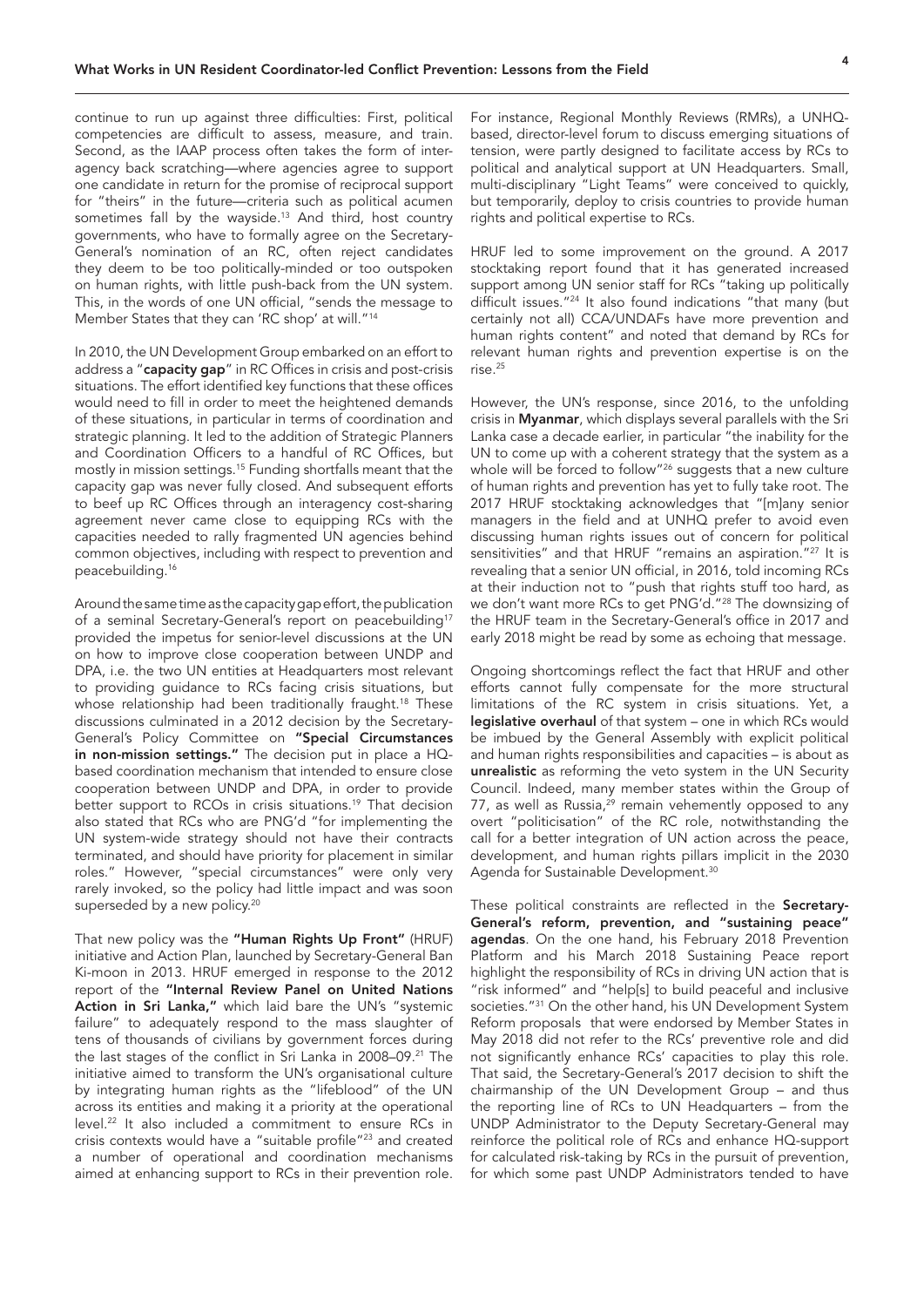continue to run up against three difficulties: First, political competencies are difficult to assess, measure, and train. Second, as the IAAP process often takes the form of inter-agency back scratching—where agencies agree to support one candidate in return for the promise of reciprocal support for "theirs" in the future—criteria such as political acumen sometimes fall by the wayside.[13] And third, host country governments, who have to formally agree on the Secretary-General's nomination of an RC, often reject candidates they deem to be too politically-minded or too outspoken on human rights, with little push-back from the UN system. This, in the words of one UN official, "sends the message to Member States that they can 'RC shop' at will."[14]

In 2010, the UN Development Group embarked on an effort to address a "**capacity gap**" in RC Offices in crisis and post-crisis situations. The effort identified key functions that these offices would need to fill in order to meet the heightened demands of these situations, in particular in terms of coordination and strategic planning. It led to the addition of Strategic Planners and Coordination Officers to a handful of RC Offices, but mostly in mission settings.[15] Funding shortfalls meant that the capacity gap was never fully closed. And subsequent efforts to beef up RC Offices through an interagency cost-sharing agreement never came close to equipping RCs with the capacities needed to rally fragmented UN agencies behind common objectives, including with respect to prevention and peacebuilding.[16]

Around the same time as the capacity gap effort, the publication of a seminal Secretary-General's report on peacebuilding[17] provided the impetus for senior-level discussions at the UN on how to improve close cooperation between UNDP and DPA, i.e. the two UN entities at Headquarters most relevant to providing guidance to RCs facing crisis situations, but whose relationship had been traditionally fraught.[18] These discussions culminated in a 2012 decision by the Secretary-General's Policy Committee on **"Special Circumstances in non-mission settings."** The decision put in place a HQ-based coordination mechanism that intended to ensure close cooperation between UNDP and DPA, in order to provide better support to RCOs in crisis situations.[19] That decision also stated that RCs who are PNG'd "for implementing the UN system-wide strategy should not have their contracts terminated, and should have priority for placement in similar roles." However, "special circumstances" were only very rarely invoked, so the policy had little impact and was soon superseded by a new policy.[20]

That new policy was the **"Human Rights Up Front"** (HRUF) initiative and Action Plan, launched by Secretary-General Ban Ki-moon in 2013. HRUF emerged in response to the 2012 report of the **"Internal Review Panel on United Nations Action in Sri Lanka,"** which laid bare the UN's "systemic failure" to adequately respond to the mass slaughter of tens of thousands of civilians by government forces during the last stages of the conflict in Sri Lanka in 2008–09.[21] The initiative aimed to transform the UN's organisational culture by integrating human rights as the "lifeblood" of the UN across its entities and making it a priority at the operational level.[22] It also included a commitment to ensure RCs in crisis contexts would have a "suitable profile"[23] and created a number of operational and coordination mechanisms aimed at enhancing support to RCs in their prevention role. For instance, Regional Monthly Reviews (RMRs), a UNHQ-based, director-level forum to discuss emerging situations of tension, were partly designed to facilitate access by RCs to political and analytical support at UN Headquarters. Small, multi-disciplinary "Light Teams" were conceived to quickly, but temporarily, deploy to crisis countries to provide human rights and political expertise to RCs.

HRUF led to some improvement on the ground. A 2017 stocktaking report found that it has generated increased support among UN senior staff for RCs "taking up politically difficult issues."[24] It also found indications "that many (but certainly not all) CCA/UNDAFs have more prevention and human rights content" and noted that demand by RCs for relevant human rights and prevention expertise is on the rise.[25]

However, the UN's response, since 2016, to the unfolding crisis in **Myanmar**, which displays several parallels with the Sri Lanka case a decade earlier, in particular "the inability for the UN to come up with a coherent strategy that the system as a whole will be forced to follow"[26] suggests that a new culture of human rights and prevention has yet to fully take root. The 2017 HRUF stocktaking acknowledges that "[m]any senior managers in the field and at UNHQ prefer to avoid even discussing human rights issues out of concern for political sensitivities" and that HRUF "remains an aspiration."[27] It is revealing that a senior UN official, in 2016, told incoming RCs at their induction not to "push that rights stuff too hard, as we don't want more RCs to get PNG'd."[28] The downsizing of the HRUF team in the Secretary-General's office in 2017 and early 2018 might be read by some as echoing that message.

Ongoing shortcomings reflect the fact that HRUF and other efforts cannot fully compensate for the more structural limitations of the RC system in crisis situations. Yet, a **legislative overhaul** of that system – one in which RCs would be imbued by the General Assembly with explicit political and human rights responsibilities and capacities – is about as **unrealistic** as reforming the veto system in the UN Security Council. Indeed, many member states within the Group of 77, as well as Russia,[29] remain vehemently opposed to any overt "politicisation" of the RC role, notwithstanding the call for a better integration of UN action across the peace, development, and human rights pillars implicit in the 2030 Agenda for Sustainable Development.[30]

These political constraints are reflected in the **Secretary-General's reform, prevention, and "sustaining peace" agendas**. On the one hand, his February 2018 Prevention Platform and his March 2018 Sustaining Peace report highlight the responsibility of RCs in driving UN action that is "risk informed" and "help[s] to build peaceful and inclusive societies."[31] On the other hand, his UN Development System Reform proposals that were endorsed by Member States in May 2018 did not refer to the RCs' preventive role and did not significantly enhance RCs' capacities to play this role. That said, the Secretary-General's 2017 decision to shift the chairmanship of the UN Development Group – and thus the reporting line of RCs to UN Headquarters – from the UNDP Administrator to the Deputy Secretary-General may reinforce the political role of RCs and enhance HQ-support for calculated risk-taking by RCs in the pursuit of prevention, for which some past UNDP Administrators tended to have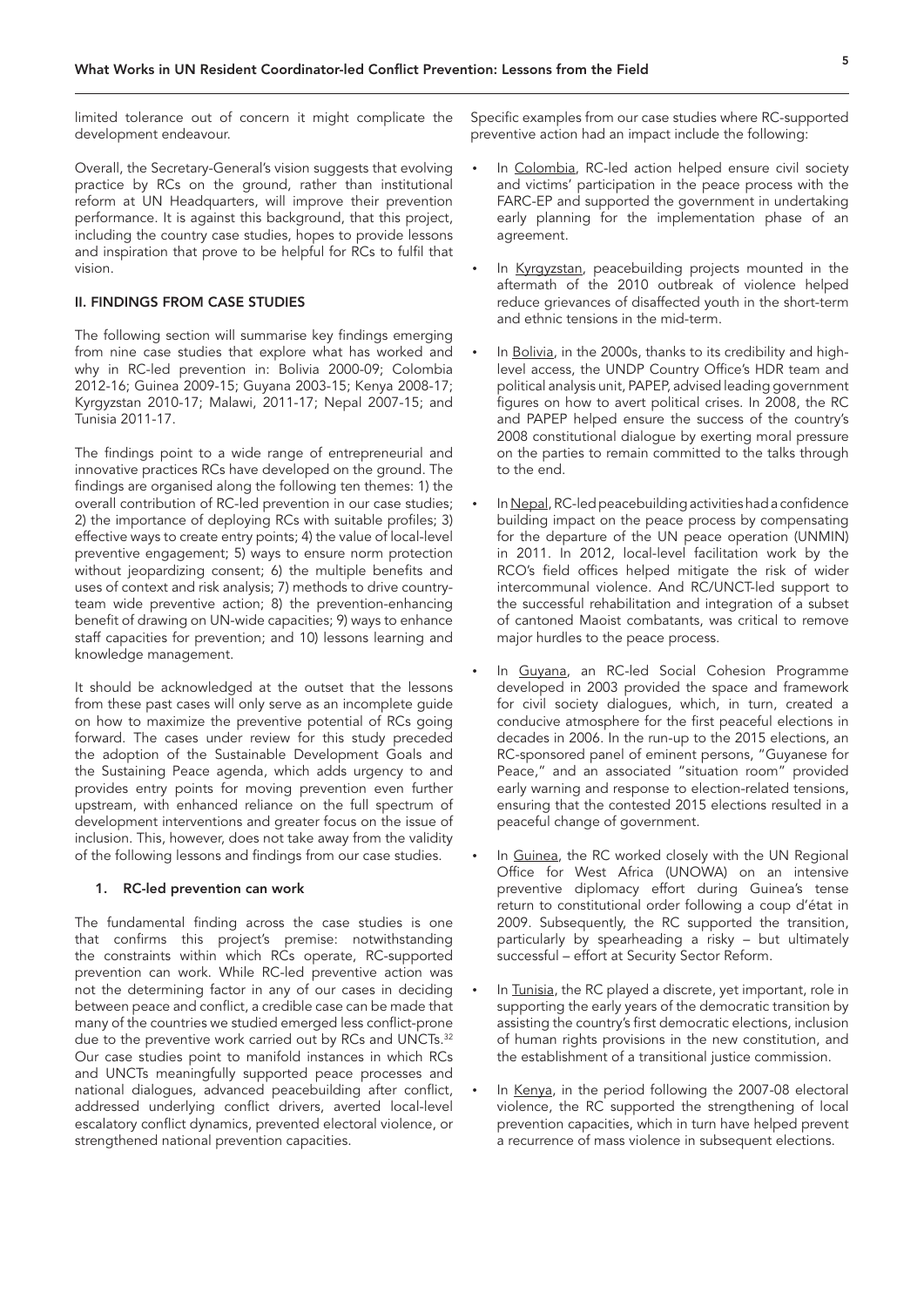limited tolerance out of concern it might complicate the development endeavour.

Overall, the Secretary-General's vision suggests that evolving practice by RCs on the ground, rather than institutional reform at UN Headquarters, will improve their prevention performance. It is against this background, that this project, including the country case studies, hopes to provide lessons and inspiration that prove to be helpful for RCs to fulfil that vision.

## II. FINDINGS FROM CASE STUDIES

The following section will summarise key findings emerging from nine case studies that explore what has worked and why in RC-led prevention in: Bolivia 2000-09; Colombia 2012-16; Guinea 2009-15; Guyana 2003-15; Kenya 2008-17; Kyrgyzstan 2010-17; Malawi, 2011-17; Nepal 2007-15; and Tunisia 2011-17.

The findings point to a wide range of entrepreneurial and innovative practices RCs have developed on the ground. The findings are organised along the following ten themes: 1) the overall contribution of RC-led prevention in our case studies; 2) the importance of deploying RCs with suitable profiles; 3) effective ways to create entry points; 4) the value of local-level preventive engagement; 5) ways to ensure norm protection without jeopardizing consent; 6) the multiple benefits and uses of context and risk analysis; 7) methods to drive country-team wide preventive action; 8) the prevention-enhancing benefit of drawing on UN-wide capacities; 9) ways to enhance staff capacities for prevention; and 10) lessons learning and knowledge management.

It should be acknowledged at the outset that the lessons from these past cases will only serve as an incomplete guide on how to maximize the preventive potential of RCs going forward. The cases under review for this study preceded the adoption of the Sustainable Development Goals and the Sustaining Peace agenda, which adds urgency to and provides entry points for moving prevention even further upstream, with enhanced reliance on the full spectrum of development interventions and greater focus on the issue of inclusion. This, however, does not take away from the validity of the following lessons and findings from our case studies.

### 1. RC-led prevention can work

The fundamental finding across the case studies is one that confirms this project's premise: notwithstanding the constraints within which RCs operate, RC-supported prevention can work. While RC-led preventive action was not the determining factor in any of our cases in deciding between peace and conflict, a credible case can be made that many of the countries we studied emerged less conflict-prone due to the preventive work carried out by RCs and UNCTs.[32] Our case studies point to manifold instances in which RCs and UNCTs meaningfully supported peace processes and national dialogues, advanced peacebuilding after conflict, addressed underlying conflict drivers, averted local-level escalatory conflict dynamics, prevented electoral violence, or strengthened national prevention capacities.

Specific examples from our case studies where RC-supported preventive action had an impact include the following:

- In Colombia, RC-led action helped ensure civil society and victims' participation in the peace process with the FARC-EP and supported the government in undertaking early planning for the implementation phase of an agreement.
- In Kyrgyzstan, peacebuilding projects mounted in the aftermath of the 2010 outbreak of violence helped reduce grievances of disaffected youth in the short-term and ethnic tensions in the mid-term.
- In Bolivia, in the 2000s, thanks to its credibility and high-level access, the UNDP Country Office's HDR team and political analysis unit, PAPEP, advised leading government figures on how to avert political crises. In 2008, the RC and PAPEP helped ensure the success of the country's 2008 constitutional dialogue by exerting moral pressure on the parties to remain committed to the talks through to the end.
- In Nepal, RC-led peacebuilding activities had a confidence building impact on the peace process by compensating for the departure of the UN peace operation (UNMIN) in 2011. In 2012, local-level facilitation work by the RCO's field offices helped mitigate the risk of wider intercommunal violence. And RC/UNCT-led support to the successful rehabilitation and integration of a subset of cantoned Maoist combatants, was critical to remove major hurdles to the peace process.
- In Guyana, an RC-led Social Cohesion Programme developed in 2003 provided the space and framework for civil society dialogues, which, in turn, created a conducive atmosphere for the first peaceful elections in decades in 2006. In the run-up to the 2015 elections, an RC-sponsored panel of eminent persons, "Guyanese for Peace," and an associated "situation room" provided early warning and response to election-related tensions, ensuring that the contested 2015 elections resulted in a peaceful change of government.
- In Guinea, the RC worked closely with the UN Regional Office for West Africa (UNOWA) on an intensive preventive diplomacy effort during Guinea's tense return to constitutional order following a coup d'état in 2009. Subsequently, the RC supported the transition, particularly by spearheading a risky – but ultimately successful – effort at Security Sector Reform.
- In Tunisia, the RC played a discrete, yet important, role in supporting the early years of the democratic transition by assisting the country's first democratic elections, inclusion of human rights provisions in the new constitution, and the establishment of a transitional justice commission.
- In Kenya, in the period following the 2007-08 electoral violence, the RC supported the strengthening of local prevention capacities, which in turn have helped prevent a recurrence of mass violence in subsequent elections.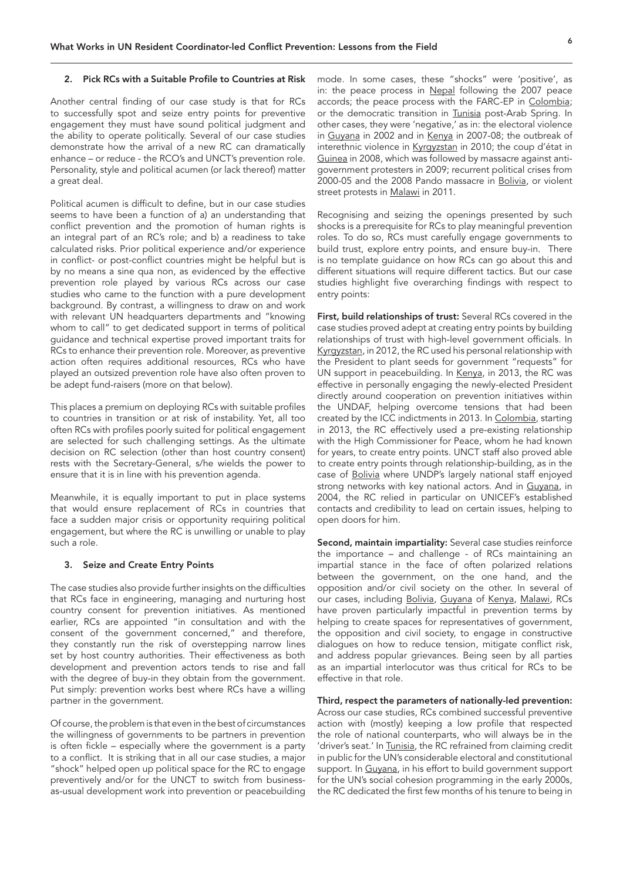### 2. Pick RCs with a Suitable Profile to Countries at Risk

Another central finding of our case study is that for RCs to successfully spot and seize entry points for preventive engagement they must have sound political judgment and the ability to operate politically. Several of our case studies demonstrate how the arrival of a new RC can dramatically enhance – or reduce - the RCO's and UNCT's prevention role. Personality, style and political acumen (or lack thereof) matter a great deal.

Political acumen is difficult to define, but in our case studies seems to have been a function of a) an understanding that conflict prevention and the promotion of human rights is an integral part of an RC's role; and b) a readiness to take calculated risks. Prior political experience and/or experience in conflict- or post-conflict countries might be helpful but is by no means a sine qua non, as evidenced by the effective prevention role played by various RCs across our case studies who came to the function with a pure development background. By contrast, a willingness to draw on and work with relevant UN headquarters departments and "knowing whom to call" to get dedicated support in terms of political guidance and technical expertise proved important traits for RCs to enhance their prevention role. Moreover, as preventive action often requires additional resources, RCs who have played an outsized prevention role have also often proven to be adept fund-raisers (more on that below).

This places a premium on deploying RCs with suitable profiles to countries in transition or at risk of instability. Yet, all too often RCs with profiles poorly suited for political engagement are selected for such challenging settings. As the ultimate decision on RC selection (other than host country consent) rests with the Secretary-General, s/he wields the power to ensure that it is in line with his prevention agenda.

Meanwhile, it is equally important to put in place systems that would ensure replacement of RCs in countries that face a sudden major crisis or opportunity requiring political engagement, but where the RC is unwilling or unable to play such a role.

### 3. Seize and Create Entry Points

The case studies also provide further insights on the difficulties that RCs face in engineering, managing and nurturing host country consent for prevention initiatives. As mentioned earlier, RCs are appointed "in consultation and with the consent of the government concerned," and therefore, they constantly run the risk of overstepping narrow lines set by host country authorities. Their effectiveness as both development and prevention actors tends to rise and fall with the degree of buy-in they obtain from the government. Put simply: prevention works best where RCs have a willing partner in the government.

Of course, the problem is that even in the best of circumstances the willingness of governments to be partners in prevention is often fickle – especially where the government is a party to a conflict. It is striking that in all our case studies, a major "shock" helped open up political space for the RC to engage preventively and/or for the UNCT to switch from business-as-usual development work into prevention or peacebuilding mode. In some cases, these "shocks" were 'positive', as in: the peace process in Nepal following the 2007 peace accords; the peace process with the FARC-EP in Colombia; or the democratic transition in Tunisia post-Arab Spring. In other cases, they were 'negative,' as in: the electoral violence in Guyana in 2002 and in Kenya in 2007-08; the outbreak of interethnic violence in Kyrgyzstan in 2010; the coup d'état in Guinea in 2008, which was followed by massacre against anti-government protesters in 2009; recurrent political crises from 2000-05 and the 2008 Pando massacre in Bolivia, or violent street protests in Malawi in 2011.

Recognising and seizing the openings presented by such shocks is a prerequisite for RCs to play meaningful prevention roles. To do so, RCs must carefully engage governments to build trust, explore entry points, and ensure buy-in. There is no template guidance on how RCs can go about this and different situations will require different tactics. But our case studies highlight five overarching findings with respect to entry points:

**First, build relationships of trust:** Several RCs covered in the case studies proved adept at creating entry points by building relationships of trust with high-level government officials. In Kyrgyzstan, in 2012, the RC used his personal relationship with the President to plant seeds for government "requests" for UN support in peacebuilding. In Kenya, in 2013, the RC was effective in personally engaging the newly-elected President directly around cooperation on prevention initiatives within the UNDAF, helping overcome tensions that had been created by the ICC indictments in 2013. In Colombia, starting in 2013, the RC effectively used a pre-existing relationship with the High Commissioner for Peace, whom he had known for years, to create entry points. UNCT staff also proved able to create entry points through relationship-building, as in the case of Bolivia where UNDP's largely national staff enjoyed strong networks with key national actors. And in Guyana, in 2004, the RC relied in particular on UNICEF's established contacts and credibility to lead on certain issues, helping to open doors for him.

**Second, maintain impartiality:** Several case studies reinforce the importance – and challenge - of RCs maintaining an impartial stance in the face of often polarized relations between the government, on the one hand, and the opposition and/or civil society on the other. In several of our cases, including Bolivia, Guyana of Kenya, Malawi, RCs have proven particularly impactful in prevention terms by helping to create spaces for representatives of government, the opposition and civil society, to engage in constructive dialogues on how to reduce tension, mitigate conflict risk, and address popular grievances. Being seen by all parties as an impartial interlocutor was thus critical for RCs to be effective in that role.

**Third, respect the parameters of nationally-led prevention:** Across our case studies, RCs combined successful preventive action with (mostly) keeping a low profile that respected the role of national counterparts, who will always be in the 'driver's seat.' In Tunisia, the RC refrained from claiming credit in public for the UN's considerable electoral and constitutional support. In Guyana, in his effort to build government support for the UN's social cohesion programming in the early 2000s, the RC dedicated the first few months of his tenure to being in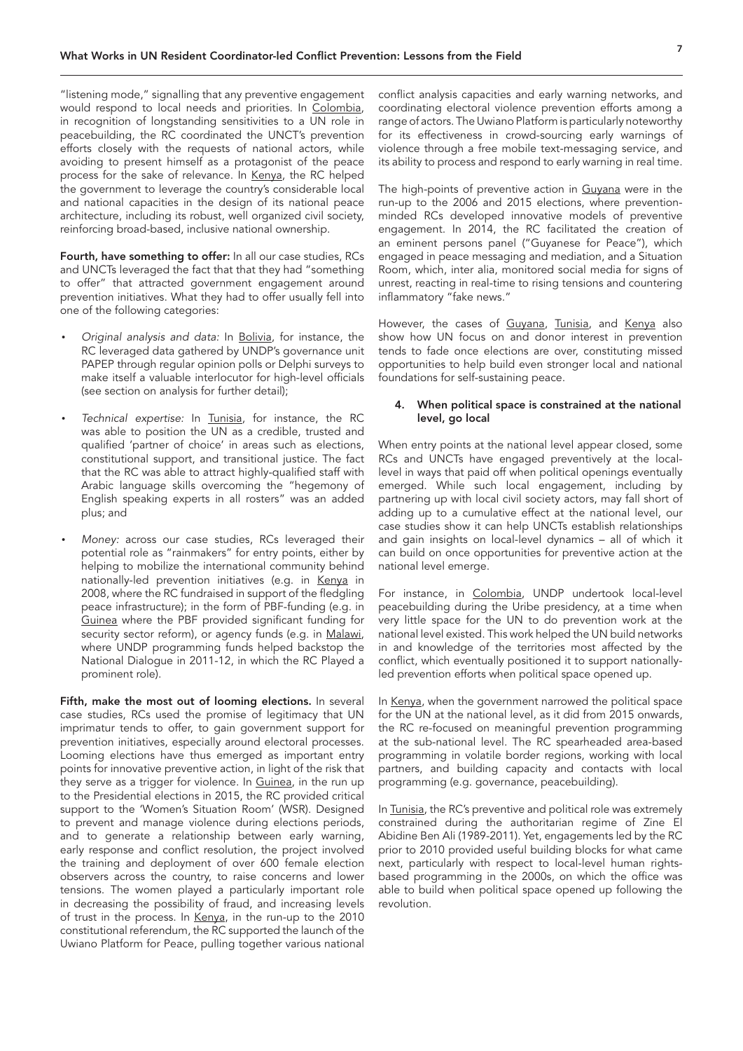"listening mode," signalling that any preventive engagement would respond to local needs and priorities. In Colombia, in recognition of longstanding sensitivities to a UN role in peacebuilding, the RC coordinated the UNCT's prevention efforts closely with the requests of national actors, while avoiding to present himself as a protagonist of the peace process for the sake of relevance. In Kenya, the RC helped the government to leverage the country's considerable local and national capacities in the design of its national peace architecture, including its robust, well organized civil society, reinforcing broad-based, inclusive national ownership.

**Fourth, have something to offer:** In all our case studies, RCs and UNCTs leveraged the fact that that they had "something to offer" that attracted government engagement around prevention initiatives. What they had to offer usually fell into one of the following categories:

- *Original analysis and data:* In Bolivia, for instance, the RC leveraged data gathered by UNDP's governance unit PAPEP through regular opinion polls or Delphi surveys to make itself a valuable interlocutor for high-level officials (see section on analysis for further detail);
- *Technical expertise:* In Tunisia, for instance, the RC was able to position the UN as a credible, trusted and qualified 'partner of choice' in areas such as elections, constitutional support, and transitional justice. The fact that the RC was able to attract highly-qualified staff with Arabic language skills overcoming the "hegemony of English speaking experts in all rosters" was an added plus; and
- *Money:* across our case studies, RCs leveraged their potential role as "rainmakers" for entry points, either by helping to mobilize the international community behind nationally-led prevention initiatives (e.g. in Kenya in 2008, where the RC fundraised in support of the fledgling peace infrastructure); in the form of PBF-funding (e.g. in Guinea where the PBF provided significant funding for security sector reform), or agency funds (e.g. in Malawi, where UNDP programming funds helped backstop the National Dialogue in 2011-12, in which the RC Played a prominent role).

**Fifth, make the most out of looming elections.** In several case studies, RCs used the promise of legitimacy that UN imprimatur tends to offer, to gain government support for prevention initiatives, especially around electoral processes. Looming elections have thus emerged as important entry points for innovative preventive action, in light of the risk that they serve as a trigger for violence. In Guinea, in the run up to the Presidential elections in 2015, the RC provided critical support to the 'Women's Situation Room' (WSR). Designed to prevent and manage violence during elections periods, and to generate a relationship between early warning, early response and conflict resolution, the project involved the training and deployment of over 600 female election observers across the country, to raise concerns and lower tensions. The women played a particularly important role in decreasing the possibility of fraud, and increasing levels of trust in the process. In Kenya, in the run-up to the 2010 constitutional referendum, the RC supported the launch of the Uwiano Platform for Peace, pulling together various national conflict analysis capacities and early warning networks, and coordinating electoral violence prevention efforts among a range of actors. The Uwiano Platform is particularly noteworthy for its effectiveness in crowd-sourcing early warnings of violence through a free mobile text-messaging service, and its ability to process and respond to early warning in real time.

The high-points of preventive action in Guyana were in the run-up to the 2006 and 2015 elections, where prevention-minded RCs developed innovative models of preventive engagement. In 2014, the RC facilitated the creation of an eminent persons panel ("Guyanese for Peace"), which engaged in peace messaging and mediation, and a Situation Room, which, inter alia, monitored social media for signs of unrest, reacting in real-time to rising tensions and countering inflammatory "fake news."

However, the cases of Guyana, Tunisia, and Kenya also show how UN focus on and donor interest in prevention tends to fade once elections are over, constituting missed opportunities to help build even stronger local and national foundations for self-sustaining peace.

### 4. When political space is constrained at the national level, go local

When entry points at the national level appear closed, some RCs and UNCTs have engaged preventively at the local-level in ways that paid off when political openings eventually emerged. While such local engagement, including by partnering up with local civil society actors, may fall short of adding up to a cumulative effect at the national level, our case studies show it can help UNCTs establish relationships and gain insights on local-level dynamics – all of which it can build on once opportunities for preventive action at the national level emerge.

For instance, in Colombia, UNDP undertook local-level peacebuilding during the Uribe presidency, at a time when very little space for the UN to do prevention work at the national level existed. This work helped the UN build networks in and knowledge of the territories most affected by the conflict, which eventually positioned it to support nationally-led prevention efforts when political space opened up.

In Kenya, when the government narrowed the political space for the UN at the national level, as it did from 2015 onwards, the RC re-focused on meaningful prevention programming at the sub-national level. The RC spearheaded area-based programming in volatile border regions, working with local partners, and building capacity and contacts with local programming (e.g. governance, peacebuilding).

In Tunisia, the RC's preventive and political role was extremely constrained during the authoritarian regime of Zine El Abidine Ben Ali (1989-2011). Yet, engagements led by the RC prior to 2010 provided useful building blocks for what came next, particularly with respect to local-level human rights-based programming in the 2000s, on which the office was able to build when political space opened up following the revolution.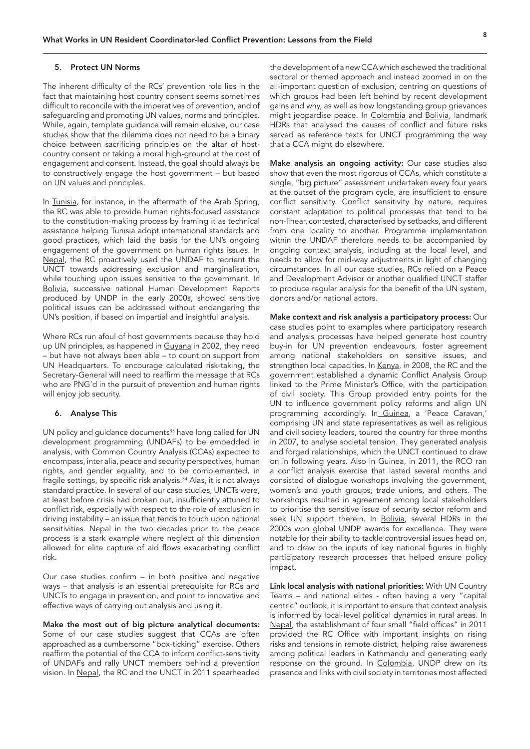### 5. Protect UN Norms

The inherent difficulty of the RCs' prevention role lies in the fact that maintaining host country consent seems sometimes difficult to reconcile with the imperatives of prevention, and of safeguarding and promoting UN values, norms and principles. While, again, template guidance will remain elusive, our case studies show that the dilemma does not need to be a binary choice between sacrificing principles on the altar of host-country consent or taking a moral high-ground at the cost of engagement and consent. Instead, the goal should always be to constructively engage the host government – but based on UN values and principles.

In Tunisia, for instance, in the aftermath of the Arab Spring, the RC was able to provide human rights-focused assistance to the constitution-making process by framing it as technical assistance helping Tunisia adopt international standards and good practices, which laid the basis for the UN's ongoing engagement of the government on human rights issues. In Nepal, the RC proactively used the UNDAF to reorient the UNCT towards addressing exclusion and marginalisation, while touching upon issues sensitive to the government. In Bolivia, successive national Human Development Reports produced by UNDP in the early 2000s, showed sensitive political issues can be addressed without endangering the UN's position, if based on impartial and insightful analysis.

Where RCs run afoul of host governments because they hold up UN principles, as happened in Guyana in 2002, they need – but have not always been able – to count on support from UN Headquarters. To encourage calculated risk-taking, the Secretary-General will need to reaffirm the message that RCs who are PNG'd in the pursuit of prevention and human rights will enjoy job security.

### 6. Analyse This

UN policy and guidance documents[33] have long called for UN development programming (UNDAFs) to be embedded in analysis, with Common Country Analysis (CCAs) expected to encompass, inter alia, peace and security perspectives, human rights, and gender equality, and to be complemented, in fragile settings, by specific risk analysis.[34] Alas, it is not always standard practice. In several of our case studies, UNCTs were, at least before crisis had broken out, insufficiently attuned to conflict risk, especially with respect to the role of exclusion in driving instability – an issue that tends to touch upon national sensitivities. Nepal in the two decades prior to the peace process is a stark example where neglect of this dimension allowed for elite capture of aid flows exacerbating conflict risk.

Our case studies confirm – in both positive and negative ways – that analysis is an essential prerequisite for RCs and UNCTs to engage in prevention, and point to innovative and effective ways of carrying out analysis and using it.

**Make the most out of big picture analytical documents:** Some of our case studies suggest that CCAs are often approached as a cumbersome "box-ticking" exercise. Others reaffirm the potential of the CCA to inform conflict-sensitivity of UNDAFs and rally UNCT members behind a prevention vision. In Nepal, the RC and the UNCT in 2011 spearheaded the development of a new CCA which eschewed the traditional sectoral or themed approach and instead zoomed in on the all-important question of exclusion, centring on questions of which groups had been left behind by recent development gains and why, as well as how longstanding group grievances might jeopardise peace. In Colombia and Bolivia, landmark HDRs that analysed the causes of conflict and future risks served as reference texts for UNCT programming the way that a CCA might do elsewhere.

**Make analysis an ongoing activity:** Our case studies also show that even the most rigorous of CCAs, which constitute a single, "big picture" assessment undertaken every four years at the outset of the program cycle, are insufficient to ensure conflict sensitivity. Conflict sensitivity by nature, requires constant adaptation to political processes that tend to be non-linear, contested, characterised by setbacks, and different from one locality to another. Programme implementation within the UNDAF therefore needs to be accompanied by ongoing context analysis, including at the local level, and needs to allow for mid-way adjustments in light of changing circumstances. In all our case studies, RCs relied on a Peace and Development Advisor or another qualified UNCT staffer to produce regular analysis for the benefit of the UN system, donors and/or national actors.

**Make context and risk analysis a participatory process:** Our case studies point to examples where participatory research and analysis processes have helped generate host country buy-in for UN prevention endeavours, foster agreement among national stakeholders on sensitive issues, and strengthen local capacities. In Kenya, in 2008, the RC and the government established a dynamic Conflict Analysis Group linked to the Prime Minister's Office, with the participation of civil society. This Group provided entry points for the UN to influence government policy reforms and align UN programming accordingly. In Guinea, a 'Peace Caravan,' comprising UN and state representatives as well as religious and civil society leaders, toured the country for three months in 2007, to analyse societal tension. They generated analysis and forged relationships, which the UNCT continued to draw on in following years. Also in Guinea, in 2011, the RCO ran a conflict analysis exercise that lasted several months and consisted of dialogue workshops involving the government, women's and youth groups, trade unions, and others. The workshops resulted in agreement among local stakeholders to prioritise the sensitive issue of security sector reform and seek UN support therein. In Bolivia, several HDRs in the 2000s won global UNDP awards for excellence. They were notable for their ability to tackle controversial issues head on, and to draw on the inputs of key national figures in highly participatory research processes that helped ensure policy impact.

**Link local analysis with national priorities:** With UN Country Teams – and national elites - often having a very "capital centric" outlook, it is important to ensure that context analysis is informed by local-level political dynamics in rural areas. In Nepal, the establishment of four small "field offices" in 2011 provided the RC Office with important insights on rising risks and tensions in remote district, helping raise awareness among political leaders in Kathmandu and generating early response on the ground. In Colombia, UNDP drew on its presence and links with civil society in territories most affected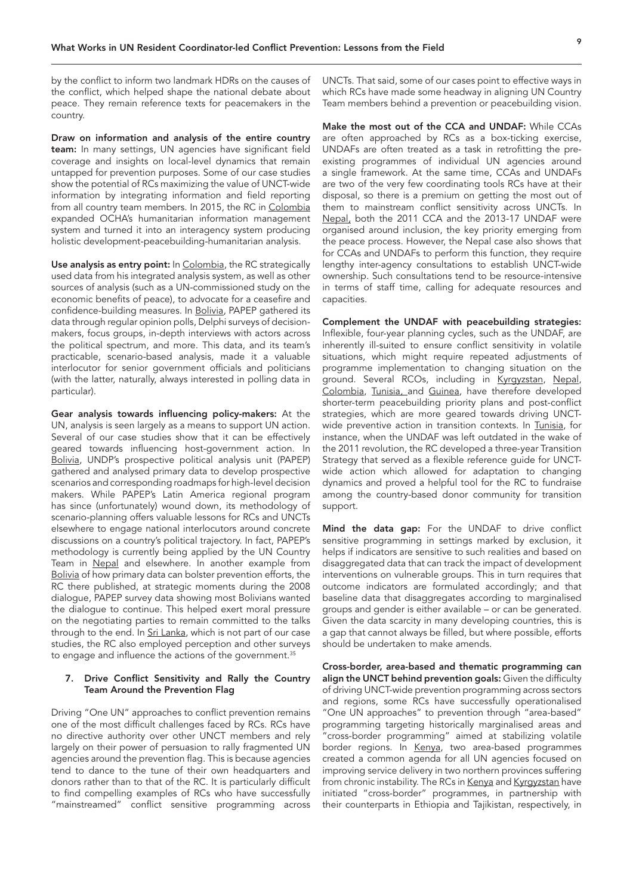by the conflict to inform two landmark HDRs on the causes of the conflict, which helped shape the national debate about peace. They remain reference texts for peacemakers in the country.

**Draw on information and analysis of the entire country team:** In many settings, UN agencies have significant field coverage and insights on local-level dynamics that remain untapped for prevention purposes. Some of our case studies show the potential of RCs maximizing the value of UNCT-wide information by integrating information and field reporting from all country team members. In 2015, the RC in Colombia expanded OCHA's humanitarian information management system and turned it into an interagency system producing holistic development-peacebuilding-humanitarian analysis.

**Use analysis as entry point:** In Colombia, the RC strategically used data from his integrated analysis system, as well as other sources of analysis (such as a UN-commissioned study on the economic benefits of peace), to advocate for a ceasefire and confidence-building measures. In Bolivia, PAPEP gathered its data through regular opinion polls, Delphi surveys of decision-makers, focus groups, in-depth interviews with actors across the political spectrum, and more. This data, and its team's practicable, scenario-based analysis, made it a valuable interlocutor for senior government officials and politicians (with the latter, naturally, always interested in polling data in particular).

**Gear analysis towards influencing policy-makers:** At the UN, analysis is seen largely as a means to support UN action. Several of our case studies show that it can be effectively geared towards influencing host-government action. In Bolivia, UNDP's prospective political analysis unit (PAPEP) gathered and analysed primary data to develop prospective scenarios and corresponding roadmaps for high-level decision makers. While PAPEP's Latin America regional program has since (unfortunately) wound down, its methodology of scenario-planning offers valuable lessons for RCs and UNCTs elsewhere to engage national interlocutors around concrete discussions on a country's political trajectory. In fact, PAPEP's methodology is currently being applied by the UN Country Team in Nepal and elsewhere. In another example from Bolivia of how primary data can bolster prevention efforts, the RC there published, at strategic moments during the 2008 dialogue, PAPEP survey data showing most Bolivians wanted the dialogue to continue. This helped exert moral pressure on the negotiating parties to remain committed to the talks through to the end. In Sri Lanka, which is not part of our case studies, the RC also employed perception and other surveys to engage and influence the actions of the government.[35]

### 7. Drive Conflict Sensitivity and Rally the Country Team Around the Prevention Flag

Driving "One UN" approaches to conflict prevention remains one of the most difficult challenges faced by RCs. RCs have no directive authority over other UNCT members and rely largely on their power of persuasion to rally fragmented UN agencies around the prevention flag. This is because agencies tend to dance to the tune of their own headquarters and donors rather than to that of the RC. It is particularly difficult to find compelling examples of RCs who have successfully "mainstreamed" conflict sensitive programming across UNCTs. That said, some of our cases point to effective ways in which RCs have made some headway in aligning UN Country Team members behind a prevention or peacebuilding vision.

**Make the most out of the CCA and UNDAF:** While CCAs are often approached by RCs as a box-ticking exercise, UNDAFs are often treated as a task in retrofitting the pre-existing programmes of individual UN agencies around a single framework. At the same time, CCAs and UNDAFs are two of the very few coordinating tools RCs have at their disposal, so there is a premium on getting the most out of them to mainstream conflict sensitivity across UNCTs. In Nepal, both the 2011 CCA and the 2013-17 UNDAF were organised around inclusion, the key priority emerging from the peace process. However, the Nepal case also shows that for CCAs and UNDAFs to perform this function, they require lengthy inter-agency consultations to establish UNCT-wide ownership. Such consultations tend to be resource-intensive in terms of staff time, calling for adequate resources and capacities.

**Complement the UNDAF with peacebuilding strategies:** Inflexible, four-year planning cycles, such as the UNDAF, are inherently ill-suited to ensure conflict sensitivity in volatile situations, which might require repeated adjustments of programme implementation to changing situation on the ground. Several RCOs, including in Kyrgyzstan, Nepal, Colombia, Tunisia, and Guinea, have therefore developed shorter-term peacebuilding priority plans and post-conflict strategies, which are more geared towards driving UNCT-wide preventive action in transition contexts. In Tunisia, for instance, when the UNDAF was left outdated in the wake of the 2011 revolution, the RC developed a three-year Transition Strategy that served as a flexible reference guide for UNCT-wide action which allowed for adaptation to changing dynamics and proved a helpful tool for the RC to fundraise among the country-based donor community for transition support.

**Mind the data gap:** For the UNDAF to drive conflict sensitive programming in settings marked by exclusion, it helps if indicators are sensitive to such realities and based on disaggregated data that can track the impact of development interventions on vulnerable groups. This in turn requires that outcome indicators are formulated accordingly; and that baseline data that disaggregates according to marginalised groups and gender is either available – or can be generated. Given the data scarcity in many developing countries, this is a gap that cannot always be filled, but where possible, efforts should be undertaken to make amends.

**Cross-border, area-based and thematic programming can align the UNCT behind prevention goals:** Given the difficulty of driving UNCT-wide prevention programming across sectors and regions, some RCs have successfully operationalised "One UN approaches" to prevention through "area-based" programming targeting historically marginalised areas and "cross-border programming" aimed at stabilizing volatile border regions. In Kenya, two area-based programmes created a common agenda for all UN agencies focused on improving service delivery in two northern provinces suffering from chronic instability. The RCs in Kenya and Kyrgyzstan have initiated "cross-border" programmes, in partnership with their counterparts in Ethiopia and Tajikistan, respectively, in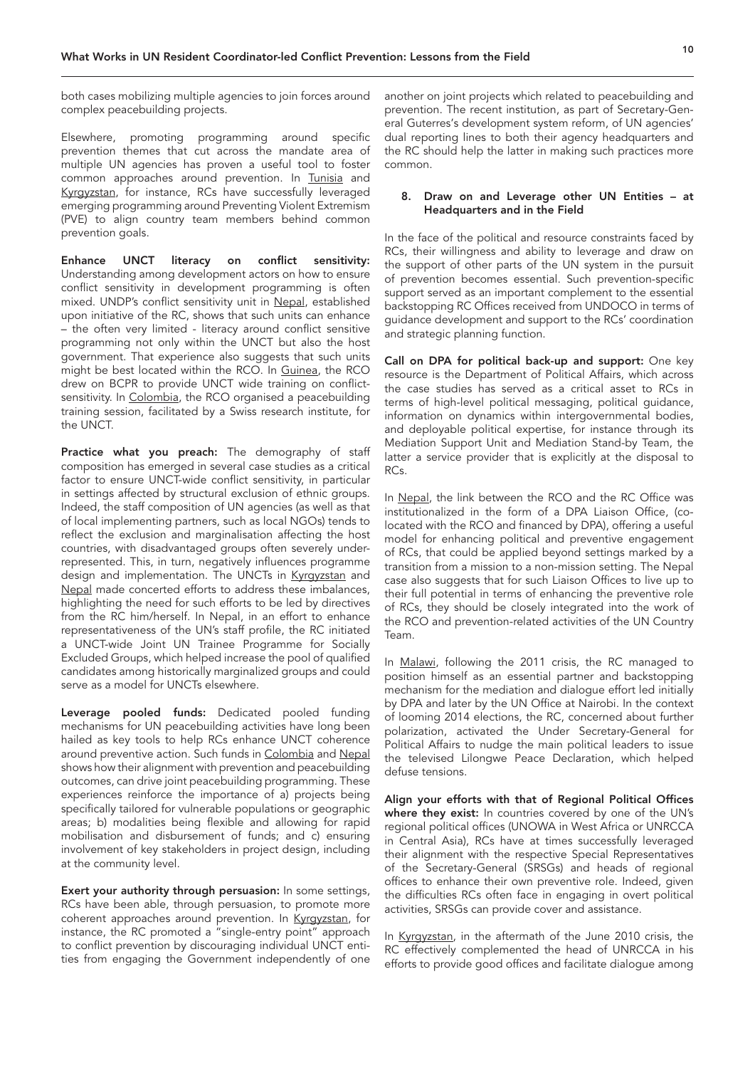both cases mobilizing multiple agencies to join forces around complex peacebuilding projects.

Elsewhere, promoting programming around specific prevention themes that cut across the mandate area of multiple UN agencies has proven a useful tool to foster common approaches around prevention. In Tunisia and Kyrgyzstan, for instance, RCs have successfully leveraged emerging programming around Preventing Violent Extremism (PVE) to align country team members behind common prevention goals.

**Enhance UNCT literacy on conflict sensitivity:** Understanding among development actors on how to ensure conflict sensitivity in development programming is often mixed. UNDP's conflict sensitivity unit in Nepal, established upon initiative of the RC, shows that such units can enhance – the often very limited - literacy around conflict sensitive programming not only within the UNCT but also the host government. That experience also suggests that such units might be best located within the RCO. In Guinea, the RCO drew on BCPR to provide UNCT wide training on conflict-sensitivity. In Colombia, the RCO organised a peacebuilding training session, facilitated by a Swiss research institute, for the UNCT.

**Practice what you preach:** The demography of staff composition has emerged in several case studies as a critical factor to ensure UNCT-wide conflict sensitivity, in particular in settings affected by structural exclusion of ethnic groups. Indeed, the staff composition of UN agencies (as well as that of local implementing partners, such as local NGOs) tends to reflect the exclusion and marginalisation affecting the host countries, with disadvantaged groups often severely under-represented. This, in turn, negatively influences programme design and implementation. The UNCTs in Kyrgyzstan and Nepal made concerted efforts to address these imbalances, highlighting the need for such efforts to be led by directives from the RC him/herself. In Nepal, in an effort to enhance representativeness of the UN's staff profile, the RC initiated a UNCT-wide Joint UN Trainee Programme for Socially Excluded Groups, which helped increase the pool of qualified candidates among historically marginalized groups and could serve as a model for UNCTs elsewhere.

**Leverage pooled funds:** Dedicated pooled funding mechanisms for UN peacebuilding activities have long been hailed as key tools to help RCs enhance UNCT coherence around preventive action. Such funds in Colombia and Nepal shows how their alignment with prevention and peacebuilding outcomes, can drive joint peacebuilding programming. These experiences reinforce the importance of a) projects being specifically tailored for vulnerable populations or geographic areas; b) modalities being flexible and allowing for rapid mobilisation and disbursement of funds; and c) ensuring involvement of key stakeholders in project design, including at the community level.

**Exert your authority through persuasion:** In some settings, RCs have been able, through persuasion, to promote more coherent approaches around prevention. In Kyrgyzstan, for instance, the RC promoted a "single-entry point" approach to conflict prevention by discouraging individual UNCT entities from engaging the Government independently of one another on joint projects which related to peacebuilding and prevention. The recent institution, as part of Secretary-General Guterres's development system reform, of UN agencies' dual reporting lines to both their agency headquarters and the RC should help the latter in making such practices more common.

### 8. Draw on and Leverage other UN Entities – at Headquarters and in the Field

In the face of the political and resource constraints faced by RCs, their willingness and ability to leverage and draw on the support of other parts of the UN system in the pursuit of prevention becomes essential. Such prevention-specific support served as an important complement to the essential backstopping RC Offices received from UNDOCO in terms of guidance development and support to the RCs' coordination and strategic planning function.

**Call on DPA for political back-up and support:** One key resource is the Department of Political Affairs, which across the case studies has served as a critical asset to RCs in terms of high-level political messaging, political guidance, information on dynamics within intergovernmental bodies, and deployable political expertise, for instance through its Mediation Support Unit and Mediation Stand-by Team, the latter a service provider that is explicitly at the disposal to RCs.

In Nepal, the link between the RCO and the RC Office was institutionalized in the form of a DPA Liaison Office, (co-located with the RCO and financed by DPA), offering a useful model for enhancing political and preventive engagement of RCs, that could be applied beyond settings marked by a transition from a mission to a non-mission setting. The Nepal case also suggests that for such Liaison Offices to live up to their full potential in terms of enhancing the preventive role of RCs, they should be closely integrated into the work of the RCO and prevention-related activities of the UN Country Team.

In Malawi, following the 2011 crisis, the RC managed to position himself as an essential partner and backstopping mechanism for the mediation and dialogue effort led initially by DPA and later by the UN Office at Nairobi. In the context of looming 2014 elections, the RC, concerned about further polarization, activated the Under Secretary-General for Political Affairs to nudge the main political leaders to issue the televised Lilongwe Peace Declaration, which helped defuse tensions.

**Align your efforts with that of Regional Political Offices where they exist:** In countries covered by one of the UN's regional political offices (UNOWA in West Africa or UNRCCA in Central Asia), RCs have at times successfully leveraged their alignment with the respective Special Representatives of the Secretary-General (SRSGs) and heads of regional offices to enhance their own preventive role. Indeed, given the difficulties RCs often face in engaging in overt political activities, SRSGs can provide cover and assistance.

In Kyrgyzstan, in the aftermath of the June 2010 crisis, the RC effectively complemented the head of UNRCCA in his efforts to provide good offices and facilitate dialogue among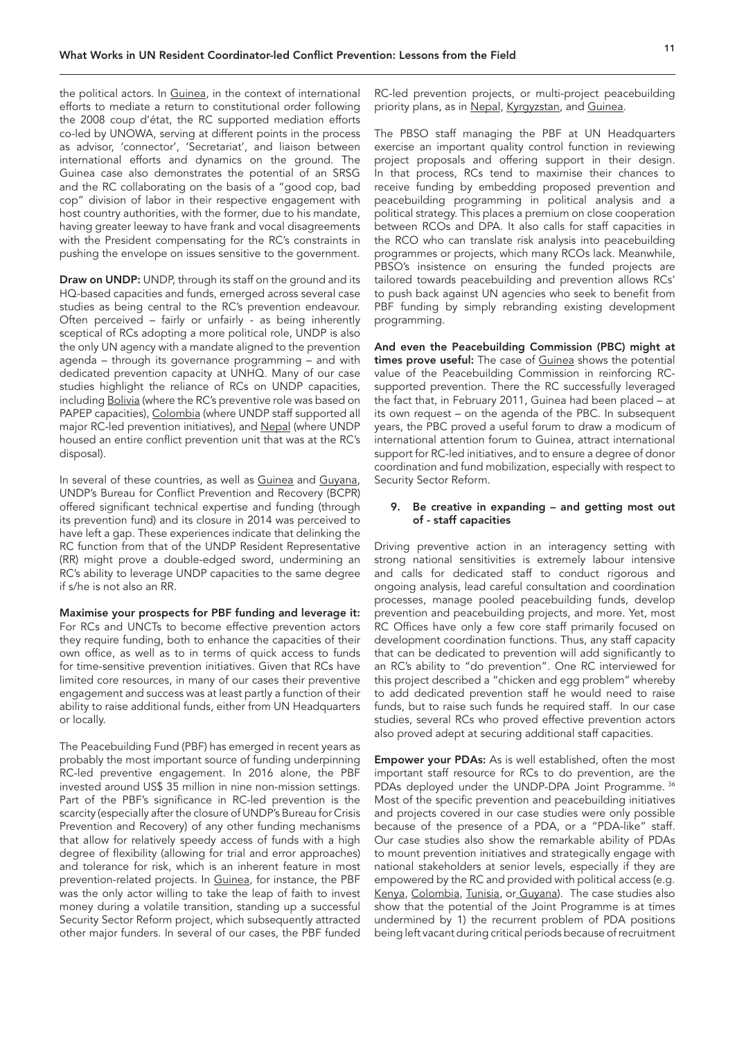the political actors. In Guinea, in the context of international efforts to mediate a return to constitutional order following the 2008 coup d'état, the RC supported mediation efforts co-led by UNOWA, serving at different points in the process as advisor, 'connector', 'Secretariat', and liaison between international efforts and dynamics on the ground. The Guinea case also demonstrates the potential of an SRSG and the RC collaborating on the basis of a "good cop, bad cop" division of labor in their respective engagement with host country authorities, with the former, due to his mandate, having greater leeway to have frank and vocal disagreements with the President compensating for the RC's constraints in pushing the envelope on issues sensitive to the government.

**Draw on UNDP:** UNDP, through its staff on the ground and its HQ-based capacities and funds, emerged across several case studies as being central to the RC's prevention endeavour. Often perceived – fairly or unfairly - as being inherently sceptical of RCs adopting a more political role, UNDP is also the only UN agency with a mandate aligned to the prevention agenda – through its governance programming – and with dedicated prevention capacity at UNHQ. Many of our case studies highlight the reliance of RCs on UNDP capacities, including Bolivia (where the RC's preventive role was based on PAPEP capacities), Colombia (where UNDP staff supported all major RC-led prevention initiatives), and Nepal (where UNDP housed an entire conflict prevention unit that was at the RC's disposal).

In several of these countries, as well as Guinea and Guyana, UNDP's Bureau for Conflict Prevention and Recovery (BCPR) offered significant technical expertise and funding (through its prevention fund) and its closure in 2014 was perceived to have left a gap. These experiences indicate that delinking the RC function from that of the UNDP Resident Representative (RR) might prove a double-edged sword, undermining an RC's ability to leverage UNDP capacities to the same degree if s/he is not also an RR.

**Maximise your prospects for PBF funding and leverage it:** For RCs and UNCTs to become effective prevention actors they require funding, both to enhance the capacities of their own office, as well as to in terms of quick access to funds for time-sensitive prevention initiatives. Given that RCs have limited core resources, in many of our cases their preventive engagement and success was at least partly a function of their ability to raise additional funds, either from UN Headquarters or locally.

The Peacebuilding Fund (PBF) has emerged in recent years as probably the most important source of funding underpinning RC-led preventive engagement. In 2016 alone, the PBF invested around US$ 35 million in nine non-mission settings. Part of the PBF's significance in RC-led prevention is the scarcity (especially after the closure of UNDP's Bureau for Crisis Prevention and Recovery) of any other funding mechanisms that allow for relatively speedy access of funds with a high degree of flexibility (allowing for trial and error approaches) and tolerance for risk, which is an inherent feature in most prevention-related projects. In Guinea, for instance, the PBF was the only actor willing to take the leap of faith to invest money during a volatile transition, standing up a successful Security Sector Reform project, which subsequently attracted other major funders. In several of our cases, the PBF funded RC-led prevention projects, or multi-project peacebuilding priority plans, as in Nepal, Kyrgyzstan, and Guinea.

The PBSO staff managing the PBF at UN Headquarters exercise an important quality control function in reviewing project proposals and offering support in their design. In that process, RCs tend to maximise their chances to receive funding by embedding proposed prevention and peacebuilding programming in political analysis and a political strategy. This places a premium on close cooperation between RCOs and DPA. It also calls for staff capacities in the RCO who can translate risk analysis into peacebuilding programmes or projects, which many RCOs lack. Meanwhile, PBSO's insistence on ensuring the funded projects are tailored towards peacebuilding and prevention allows RCs' to push back against UN agencies who seek to benefit from PBF funding by simply rebranding existing development programming.

**And even the Peacebuilding Commission (PBC) might at times prove useful:** The case of Guinea shows the potential value of the Peacebuilding Commission in reinforcing RC-supported prevention. There the RC successfully leveraged the fact that, in February 2011, Guinea had been placed – at its own request – on the agenda of the PBC. In subsequent years, the PBC proved a useful forum to draw a modicum of international attention forum to Guinea, attract international support for RC-led initiatives, and to ensure a degree of donor coordination and fund mobilization, especially with respect to Security Sector Reform.

### 9. Be creative in expanding – and getting most out of - staff capacities

Driving preventive action in an interagency setting with strong national sensitivities is extremely labour intensive and calls for dedicated staff to conduct rigorous and ongoing analysis, lead careful consultation and coordination processes, manage pooled peacebuilding funds, develop prevention and peacebuilding projects, and more. Yet, most RC Offices have only a few core staff primarily focused on development coordination functions. Thus, any staff capacity that can be dedicated to prevention will add significantly to an RC's ability to "do prevention". One RC interviewed for this project described a "chicken and egg problem" whereby to add dedicated prevention staff he would need to raise funds, but to raise such funds he required staff. In our case studies, several RCs who proved effective prevention actors also proved adept at securing additional staff capacities.

**Empower your PDAs:** As is well established, often the most important staff resource for RCs to do prevention, are the PDAs deployed under the UNDP-DPA Joint Programme. [36] Most of the specific prevention and peacebuilding initiatives and projects covered in our case studies were only possible because of the presence of a PDA, or a "PDA-like" staff. Our case studies also show the remarkable ability of PDAs to mount prevention initiatives and strategically engage with national stakeholders at senior levels, especially if they are empowered by the RC and provided with political access (e.g. Kenya, Colombia, Tunisia, or Guyana). The case studies also show that the potential of the Joint Programme is at times undermined by 1) the recurrent problem of PDA positions being left vacant during critical periods because of recruitment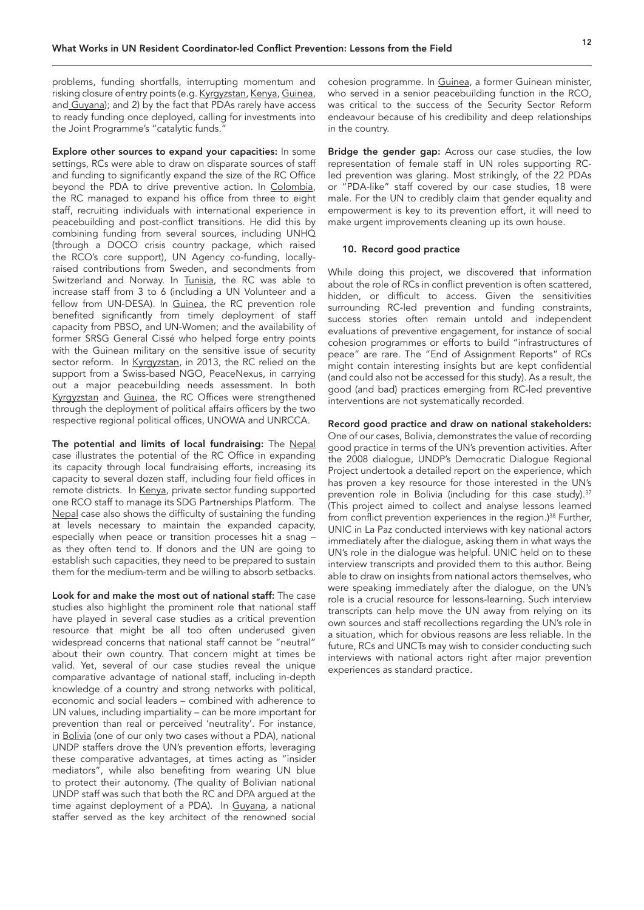problems, funding shortfalls, interrupting momentum and risking closure of entry points (e.g. Kyrgyzstan, Kenya, Guinea, and Guyana); and 2) by the fact that PDAs rarely have access to ready funding once deployed, calling for investments into the Joint Programme's "catalytic funds."

**Explore other sources to expand your capacities:** In some settings, RCs were able to draw on disparate sources of staff and funding to significantly expand the size of the RC Office beyond the PDA to drive preventive action. In Colombia, the RC managed to expand his office from three to eight staff, recruiting individuals with international experience in peacebuilding and post-conflict transitions. He did this by combining funding from several sources, including UNHQ (through a DOCO crisis country package, which raised the RCO's core support), UN Agency co-funding, locally-raised contributions from Sweden, and secondments from Switzerland and Norway. In Tunisia, the RC was able to increase staff from 3 to 6 (including a UN Volunteer and a fellow from UN-DESA). In Guinea, the RC prevention role benefited significantly from timely deployment of staff capacity from PBSO, and UN-Women; and the availability of former SRSG General Cissé who helped forge entry points with the Guinean military on the sensitive issue of security sector reform. In Kyrgyzstan, in 2013, the RC relied on the support from a Swiss-based NGO, PeaceNexus, in carrying out a major peacebuilding needs assessment. In both Kyrgyzstan and Guinea, the RC Offices were strengthened through the deployment of political affairs officers by the two respective regional political offices, UNOWA and UNRCCA.

**The potential and limits of local fundraising:** The Nepal case illustrates the potential of the RC Office in expanding its capacity through local fundraising efforts, increasing its capacity to several dozen staff, including four field offices in remote districts. In Kenya, private sector funding supported one RCO staff to manage its SDG Partnerships Platform. The Nepal case also shows the difficulty of sustaining the funding at levels necessary to maintain the expanded capacity, especially when peace or transition processes hit a snag – as they often tend to. If donors and the UN are going to establish such capacities, they need to be prepared to sustain them for the medium-term and be willing to absorb setbacks.

**Look for and make the most out of national staff:** The case studies also highlight the prominent role that national staff have played in several case studies as a critical prevention resource that might be all too often underused given widespread concerns that national staff cannot be "neutral" about their own country. That concern might at times be valid. Yet, several of our case studies reveal the unique comparative advantage of national staff, including in-depth knowledge of a country and strong networks with political, economic and social leaders – combined with adherence to UN values, including impartiality – can be more important for prevention than real or perceived 'neutrality'. For instance, in Bolivia (one of our only two cases without a PDA), national UNDP staffers drove the UN's prevention efforts, leveraging these comparative advantages, at times acting as "insider mediators", while also benefiting from wearing UN blue to protect their autonomy. (The quality of Bolivian national UNDP staff was such that both the RC and DPA argued at the time against deployment of a PDA). In Guyana, a national staffer served as the key architect of the renowned social cohesion programme. In Guinea, a former Guinean minister, who served in a senior peacebuilding function in the RCO, was critical to the success of the Security Sector Reform endeavour because of his credibility and deep relationships in the country.

**Bridge the gender gap:** Across our case studies, the low representation of female staff in UN roles supporting RC-led prevention was glaring. Most strikingly, of the 22 PDAs or "PDA-like" staff covered by our case studies, 18 were male. For the UN to credibly claim that gender equality and empowerment is key to its prevention effort, it will need to make urgent improvements cleaning up its own house.

#### 10. Record good practice

While doing this project, we discovered that information about the role of RCs in conflict prevention is often scattered, hidden, or difficult to access. Given the sensitivities surrounding RC-led prevention and funding constraints, success stories often remain untold and independent evaluations of preventive engagement, for instance of social cohesion programmes or efforts to build "infrastructures of peace" are rare. The "End of Assignment Reports" of RCs might contain interesting insights but are kept confidential (and could also not be accessed for this study). As a result, the good (and bad) practices emerging from RC-led preventive interventions are not systematically recorded.

**Record good practice and draw on national stakeholders:** One of our cases, Bolivia, demonstrates the value of recording good practice in terms of the UN's prevention activities. After the 2008 dialogue, UNDP's Democratic Dialogue Regional Project undertook a detailed report on the experience, which has proven a key resource for those interested in the UN's prevention role in Bolivia (including for this case study).[37] (This project aimed to collect and analyse lessons learned from conflict prevention experiences in the region.)[38] Further, UNIC in La Paz conducted interviews with key national actors immediately after the dialogue, asking them in what ways the UN's role in the dialogue was helpful. UNIC held on to these interview transcripts and provided them to this author. Being able to draw on insights from national actors themselves, who were speaking immediately after the dialogue, on the UN's role is a crucial resource for lessons-learning. Such interview transcripts can help move the UN away from relying on its own sources and staff recollections regarding the UN's role in a situation, which for obvious reasons are less reliable. In the future, RCs and UNCTs may wish to consider conducting such interviews with national actors right after major prevention experiences as standard practice.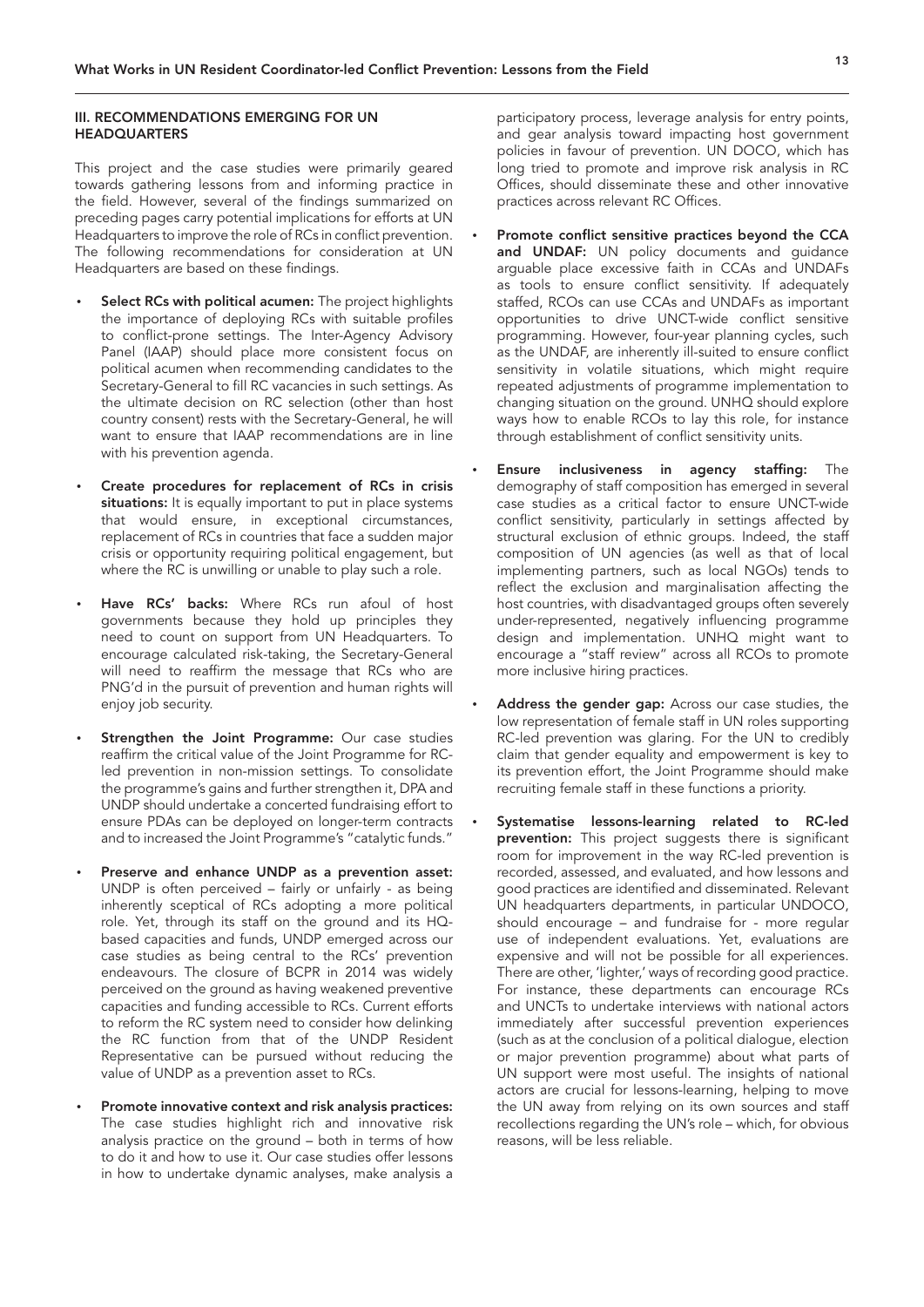## III. RECOMMENDATIONS EMERGING FOR UN HEADQUARTERS

This project and the case studies were primarily geared towards gathering lessons from and informing practice in the field. However, several of the findings summarized on preceding pages carry potential implications for efforts at UN Headquarters to improve the role of RCs in conflict prevention. The following recommendations for consideration at UN Headquarters are based on these findings.

- **Select RCs with political acumen:** The project highlights the importance of deploying RCs with suitable profiles to conflict-prone settings. The Inter-Agency Advisory Panel (IAAP) should place more consistent focus on political acumen when recommending candidates to the Secretary-General to fill RC vacancies in such settings. As the ultimate decision on RC selection (other than host country consent) rests with the Secretary-General, he will want to ensure that IAAP recommendations are in line with his prevention agenda.
- **Create procedures for replacement of RCs in crisis situations:** It is equally important to put in place systems that would ensure, in exceptional circumstances, replacement of RCs in countries that face a sudden major crisis or opportunity requiring political engagement, but where the RC is unwilling or unable to play such a role.
- **Have RCs' backs:** Where RCs run afoul of host governments because they hold up principles they need to count on support from UN Headquarters. To encourage calculated risk-taking, the Secretary-General will need to reaffirm the message that RCs who are PNG'd in the pursuit of prevention and human rights will enjoy job security.
- **Strengthen the Joint Programme:** Our case studies reaffirm the critical value of the Joint Programme for RC-led prevention in non-mission settings. To consolidate the programme's gains and further strengthen it, DPA and UNDP should undertake a concerted fundraising effort to ensure PDAs can be deployed on longer-term contracts and to increased the Joint Programme's "catalytic funds."
- **Preserve and enhance UNDP as a prevention asset:** UNDP is often perceived – fairly or unfairly - as being inherently sceptical of RCs adopting a more political role. Yet, through its staff on the ground and its HQ-based capacities and funds, UNDP emerged across our case studies as being central to the RCs' prevention endeavours. The closure of BCPR in 2014 was widely perceived on the ground as having weakened preventive capacities and funding accessible to RCs. Current efforts to reform the RC system need to consider how delinking the RC function from that of the UNDP Resident Representative can be pursued without reducing the value of UNDP as a prevention asset to RCs.
- **Promote innovative context and risk analysis practices:** The case studies highlight rich and innovative risk analysis practice on the ground – both in terms of how to do it and how to use it. Our case studies offer lessons in how to undertake dynamic analyses, make analysis a participatory process, leverage analysis for entry points, and gear analysis toward impacting host government policies in favour of prevention. UN DOCO, which has long tried to promote and improve risk analysis in RC Offices, should disseminate these and other innovative practices across relevant RC Offices.
- **Promote conflict sensitive practices beyond the CCA and UNDAF:** UN policy documents and guidance arguable place excessive faith in CCAs and UNDAFs as tools to ensure conflict sensitivity. If adequately staffed, RCOs can use CCAs and UNDAFs as important opportunities to drive UNCT-wide conflict sensitive programming. However, four-year planning cycles, such as the UNDAF, are inherently ill-suited to ensure conflict sensitivity in volatile situations, which might require repeated adjustments of programme implementation to changing situation on the ground. UNHQ should explore ways how to enable RCOs to lay this role, for instance through establishment of conflict sensitivity units.
- **Ensure inclusiveness in agency staffing:** The demography of staff composition has emerged in several case studies as a critical factor to ensure UNCT-wide conflict sensitivity, particularly in settings affected by structural exclusion of ethnic groups. Indeed, the staff composition of UN agencies (as well as that of local implementing partners, such as local NGOs) tends to reflect the exclusion and marginalisation affecting the host countries, with disadvantaged groups often severely under-represented, negatively influencing programme design and implementation. UNHQ might want to encourage a "staff review" across all RCOs to promote more inclusive hiring practices.
- **Address the gender gap:** Across our case studies, the low representation of female staff in UN roles supporting RC-led prevention was glaring. For the UN to credibly claim that gender equality and empowerment is key to its prevention effort, the Joint Programme should make recruiting female staff in these functions a priority.
- **Systematise lessons-learning related to RC-led prevention:** This project suggests there is significant room for improvement in the way RC-led prevention is recorded, assessed, and evaluated, and how lessons and good practices are identified and disseminated. Relevant UN headquarters departments, in particular UNDOCO, should encourage – and fundraise for - more regular use of independent evaluations. Yet, evaluations are expensive and will not be possible for all experiences. There are other, 'lighter,' ways of recording good practice. For instance, these departments can encourage RCs and UNCTs to undertake interviews with national actors immediately after successful prevention experiences (such as at the conclusion of a political dialogue, election or major prevention programme) about what parts of UN support were most useful. The insights of national actors are crucial for lessons-learning, helping to move the UN away from relying on its own sources and staff recollections regarding the UN's role – which, for obvious reasons, will be less reliable.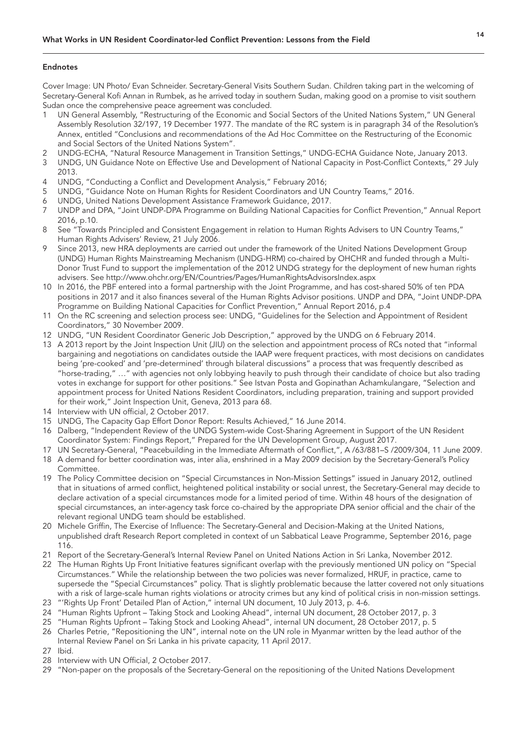## Endnotes

Cover Image: UN Photo/ Evan Schneider. Secretary-General Visits Southern Sudan. Children taking part in the welcoming of Secretary-General Kofi Annan in Rumbek, as he arrived today in southern Sudan, making good on a promise to visit southern Sudan once the comprehensive peace agreement was concluded.

1. UN General Assembly, "Restructuring of the Economic and Social Sectors of the United Nations System," UN General Assembly Resolution 32/197, 19 December 1977. The mandate of the RC system is in paragraph 34 of the Resolution's Annex, entitled "Conclusions and recommendations of the Ad Hoc Committee on the Restructuring of the Economic and Social Sectors of the United Nations System".
2. UNDG-ECHA, "Natural Resource Management in Transition Settings," UNDG-ECHA Guidance Note, January 2013.
3. UNDG, UN Guidance Note on Effective Use and Development of National Capacity in Post-Conflict Contexts," 29 July 2013.
4. UNDG, "Conducting a Conflict and Development Analysis," February 2016;
5. UNDG, "Guidance Note on Human Rights for Resident Coordinators and UN Country Teams," 2016.
6. UNDG, United Nations Development Assistance Framework Guidance, 2017.
7. UNDP and DPA, "Joint UNDP-DPA Programme on Building National Capacities for Conflict Prevention," Annual Report 2016, p.10.
8. See "Towards Principled and Consistent Engagement in relation to Human Rights Advisers to UN Country Teams," Human Rights Advisers' Review, 21 July 2006.
9. Since 2013, new HRA deployments are carried out under the framework of the United Nations Development Group (UNDG) Human Rights Mainstreaming Mechanism (UNDG-HRM) co-chaired by OHCHR and funded through a Multi-Donor Trust Fund to support the implementation of the 2012 UNDG strategy for the deployment of new human rights advisers. See http://www.ohchr.org/EN/Countries/Pages/HumanRightsAdvisorsIndex.aspx
10. In 2016, the PBF entered into a formal partnership with the Joint Programme, and has cost-shared 50% of ten PDA positions in 2017 and it also finances several of the Human Rights Advisor positions. UNDP and DPA, "Joint UNDP-DPA Programme on Building National Capacities for Conflict Prevention," Annual Report 2016, p.4
11. On the RC screening and selection process see: UNDG, "Guidelines for the Selection and Appointment of Resident Coordinators," 30 November 2009.
12. UNDG, "UN Resident Coordinator Generic Job Description," approved by the UNDG on 6 February 2014.
13. A 2013 report by the Joint Inspection Unit (JIU) on the selection and appointment process of RCs noted that "informal bargaining and negotiations on candidates outside the IAAP were frequent practices, with most decisions on candidates being 'pre-cooked' and 'pre-determined' through bilateral discussions" a process that was frequently described as "horse-trading," …" with agencies not only lobbying heavily to push through their candidate of choice but also trading votes in exchange for support for other positions." See Istvan Posta and Gopinathan Achamkulangare, "Selection and appointment process for United Nations Resident Coordinators, including preparation, training and support provided for their work," Joint Inspection Unit, Geneva, 2013 para 68.
14. Interview with UN official, 2 October 2017.
15. UNDG, The Capacity Gap Effort Donor Report: Results Achieved," 16 June 2014.
16. Dalberg, "Independent Review of the UNDG System-wide Cost-Sharing Agreement in Support of the UN Resident Coordinator System: Findings Report," Prepared for the UN Development Group, August 2017.
17. UN Secretary-General, "Peacebuilding in the Immediate Aftermath of Conflict,", A /63/881–S /2009/304, 11 June 2009.
18. A demand for better coordination was, inter alia, enshrined in a May 2009 decision by the Secretary-General's Policy Committee.
19. The Policy Committee decision on "Special Circumstances in Non-Mission Settings" issued in January 2012, outlined that in situations of armed conflict, heightened political instability or social unrest, the Secretary-General may decide to declare activation of a special circumstances mode for a limited period of time. Within 48 hours of the designation of special circumstances, an inter-agency task force co-chaired by the appropriate DPA senior official and the chair of the relevant regional UNDG team should be established.
20. Michele Griffin, The Exercise of Influence: The Secretary-General and Decision-Making at the United Nations, unpublished draft Research Report completed in context of un Sabbatical Leave Programme, September 2016, page 116.
21. Report of the Secretary-General's Internal Review Panel on United Nations Action in Sri Lanka, November 2012.
22. The Human Rights Up Front Initiative features significant overlap with the previously mentioned UN policy on "Special Circumstances." While the relationship between the two policies was never formalized, HRUF, in practice, came to supersede the "Special Circumstances" policy. That is slightly problematic because the latter covered not only situations with a risk of large-scale human rights violations or atrocity crimes but any kind of political crisis in non-mission settings.
23. "'Rights Up Front' Detailed Plan of Action," internal UN document, 10 July 2013, p. 4-6.
24. "Human Rights Upfront – Taking Stock and Looking Ahead", internal UN document, 28 October 2017, p. 3
25. "Human Rights Upfront – Taking Stock and Looking Ahead", internal UN document, 28 October 2017, p. 5
26. Charles Petrie, "Repositioning the UN", internal note on the UN role in Myanmar written by the lead author of the Internal Review Panel on Sri Lanka in his private capacity, 11 April 2017.
27. Ibid.
28. Interview with UN Official, 2 October 2017.
29. "Non-paper on the proposals of the Secretary-General on the repositioning of the United Nations Development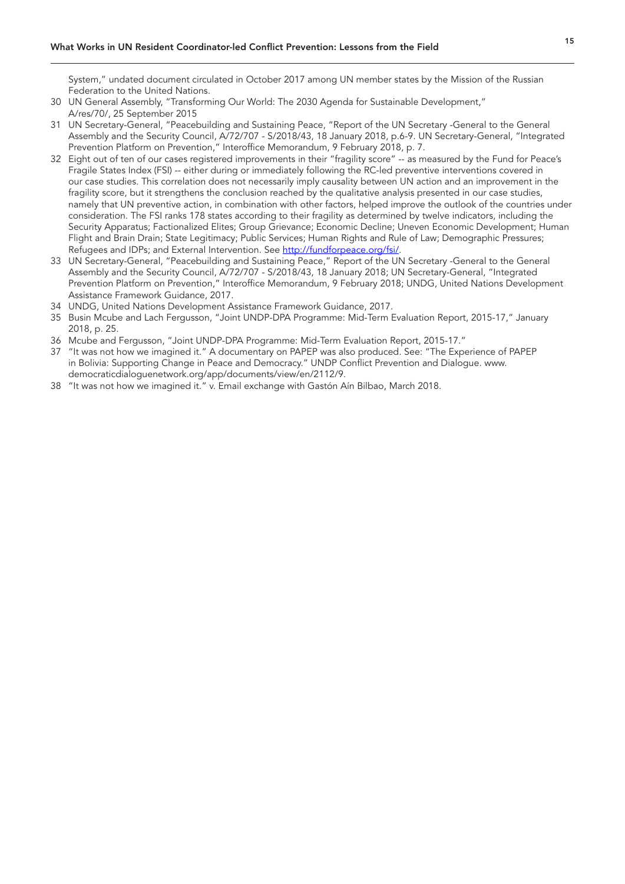System," undated document circulated in October 2017 among UN member states by the Mission of the Russian Federation to the United Nations.

30 UN General Assembly, "Transforming Our World: The 2030 Agenda for Sustainable Development," A/res/70/, 25 September 2015

31 UN Secretary-General, "Peacebuilding and Sustaining Peace, "Report of the UN Secretary -General to the General Assembly and the Security Council, A/72/707 - S/2018/43, 18 January 2018, p.6-9. UN Secretary-General, "Integrated Prevention Platform on Prevention," Interoffice Memorandum, 9 February 2018, p. 7.

32 Eight out of ten of our cases registered improvements in their "fragility score" -- as measured by the Fund for Peace's Fragile States Index (FSI) -- either during or immediately following the RC-led preventive interventions covered in our case studies. This correlation does not necessarily imply causality between UN action and an improvement in the fragility score, but it strengthens the conclusion reached by the qualitative analysis presented in our case studies, namely that UN preventive action, in combination with other factors, helped improve the outlook of the countries under consideration. The FSI ranks 178 states according to their fragility as determined by twelve indicators, including the Security Apparatus; Factionalized Elites; Group Grievance; Economic Decline; Uneven Economic Development; Human Flight and Brain Drain; State Legitimacy; Public Services; Human Rights and Rule of Law; Demographic Pressures; Refugees and IDPs; and External Intervention. See http://fundforpeace.org/fsi/.

33 UN Secretary-General, "Peacebuilding and Sustaining Peace," Report of the UN Secretary -General to the General Assembly and the Security Council, A/72/707 - S/2018/43, 18 January 2018; UN Secretary-General, "Integrated Prevention Platform on Prevention," Interoffice Memorandum, 9 February 2018; UNDG, United Nations Development Assistance Framework Guidance, 2017.

34 UNDG, United Nations Development Assistance Framework Guidance, 2017.

35 Busin Mcube and Lach Fergusson, "Joint UNDP-DPA Programme: Mid-Term Evaluation Report, 2015-17," January 2018, p. 25.

36 Mcube and Fergusson, "Joint UNDP-DPA Programme: Mid-Term Evaluation Report, 2015-17."

37 "It was not how we imagined it." A documentary on PAPEP was also produced. See: "The Experience of PAPEP in Bolivia: Supporting Change in Peace and Democracy." UNDP Conflict Prevention and Dialogue. www.democraticdialoguenetwork.org/app/documents/view/en/2112/9.

38 "It was not how we imagined it." v. Email exchange with Gastón Aín Bilbao, March 2018.